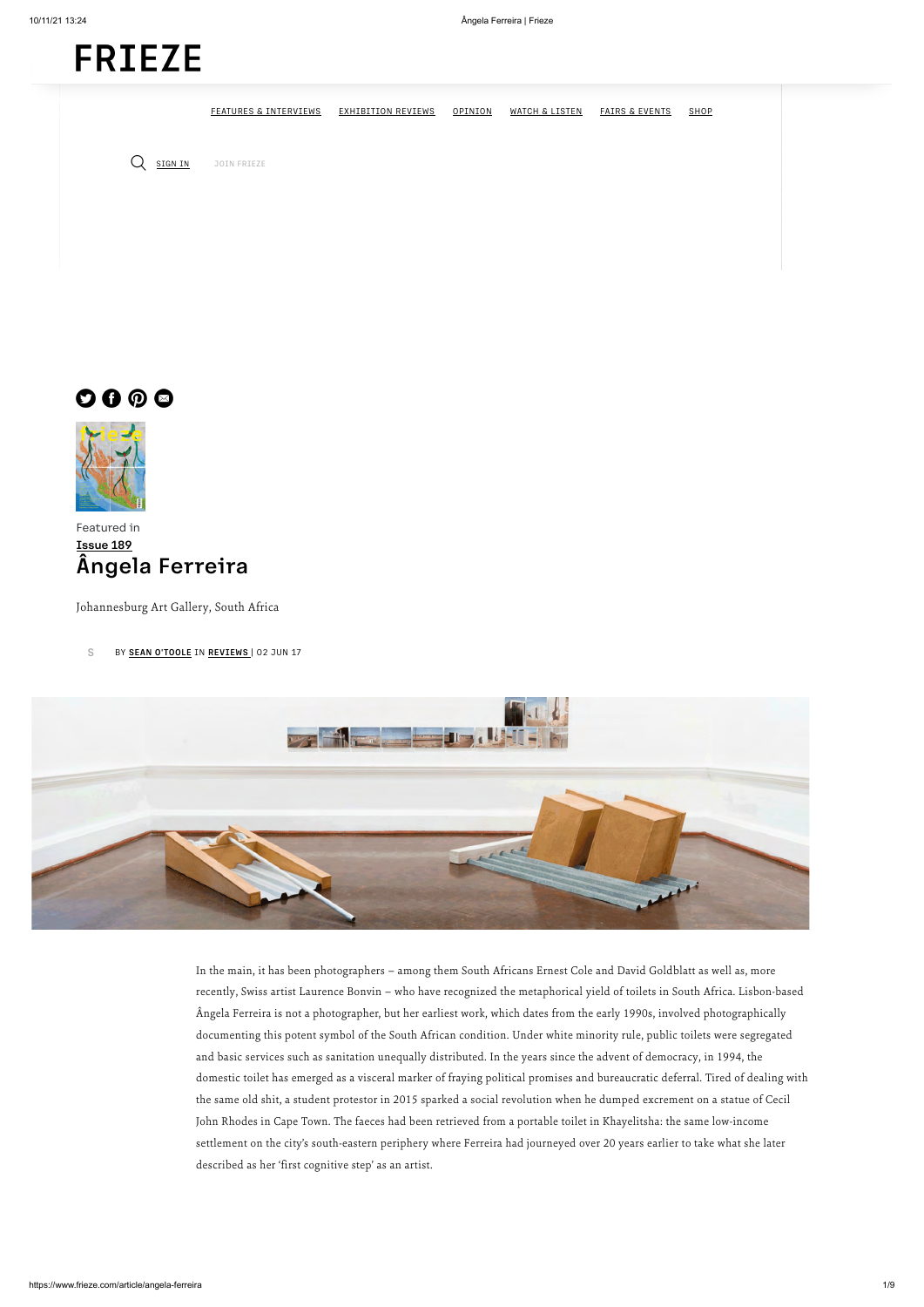Featured in
Issue 189

# Ângela Ferreira

Johannesburg Art Gallery, South Africa

BY SEAN O'TOOLE IN REVIEWS | 02 JUN 17

In the main, it has been photographers – among them South Africans Ernest Cole and David Goldblatt as well as, more recently, Swiss artist Laurence Bonvin – who have recognized the metaphorical yield of toilets in South Africa. Lisbon-based Ângela Ferreira is not a photographer, but her earliest work, which dates from the early 1990s, involved photographically documenting this potent symbol of the South African condition. Under white minority rule, public toilets were segregated and basic services such as sanitation unequally distributed. In the years since the advent of democracy, in 1994, the domestic toilet has emerged as a visceral marker of fraying political promises and bureaucratic deferral. Tired of dealing with the same old shit, a student protestor in 2015 sparked a social revolution when he dumped excrement on a statue of Cecil John Rhodes in Cape Town. The faeces had been retrieved from a portable toilet in Khayelitsha: the same low-income settlement on the city's south-eastern periphery where Ferreira had journeyed over 20 years earlier to take what she later described as her 'first cognitive step' as an artist.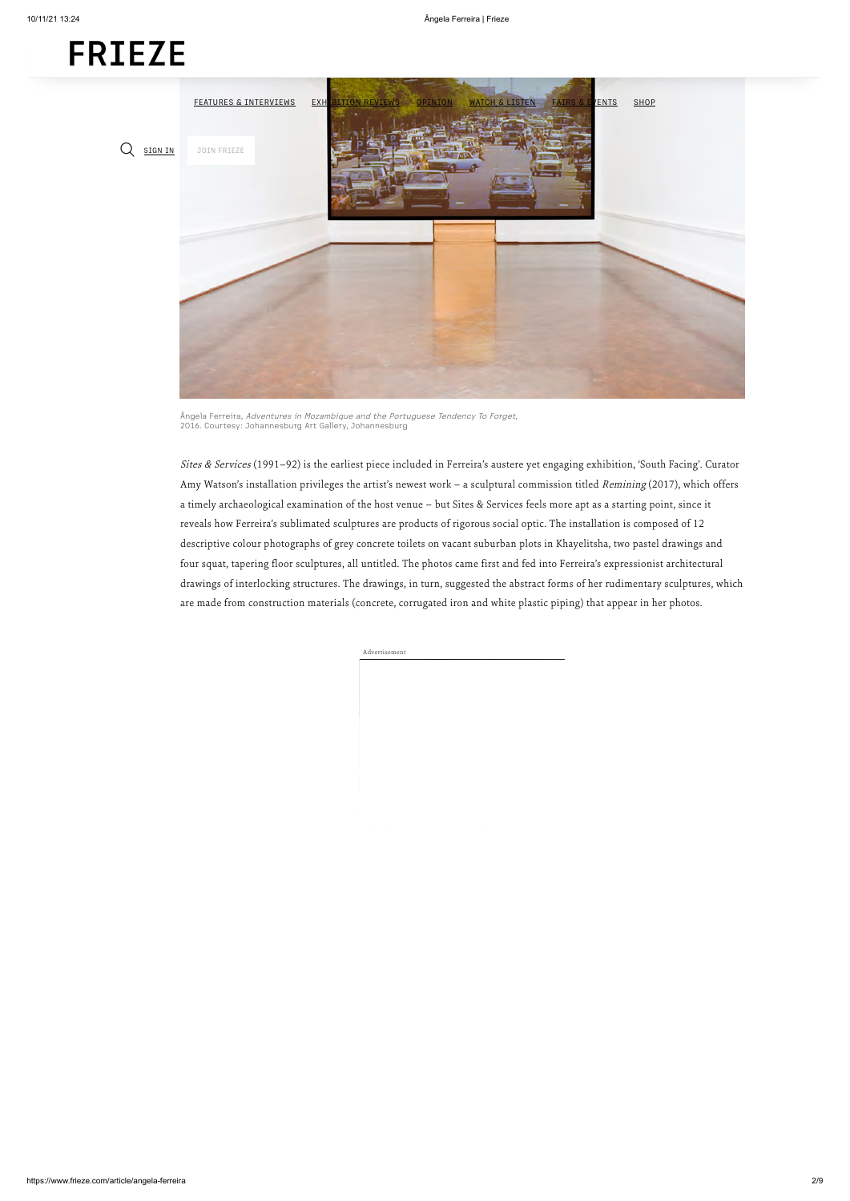Ângela Ferreira, *Adventures in Mozambique and the Portuguese Tendency To Forget*, 2016. Courtesy: Johannesburg Art Gallery, Johannesburg

*Sites & Services* (1991–92) is the earliest piece included in Ferreira's austere yet engaging exhibition, 'South Facing'. Curator Amy Watson's installation privileges the artist's newest work – a sculptural commission titled *Remining* (2017), which offers a timely archaeological examination of the host venue – but Sites & Services feels more apt as a starting point, since it reveals how Ferreira's sublimated sculptures are products of rigorous social optic. The installation is composed of 12 descriptive colour photographs of grey concrete toilets on vacant suburban plots in Khayelitsha, two pastel drawings and four squat, tapering floor sculptures, all untitled. The photos came first and fed into Ferreira's expressionist architectural drawings of interlocking structures. The drawings, in turn, suggested the abstract forms of her rudimentary sculptures, which are made from construction materials (concrete, corrugated iron and white plastic piping) that appear in her photos.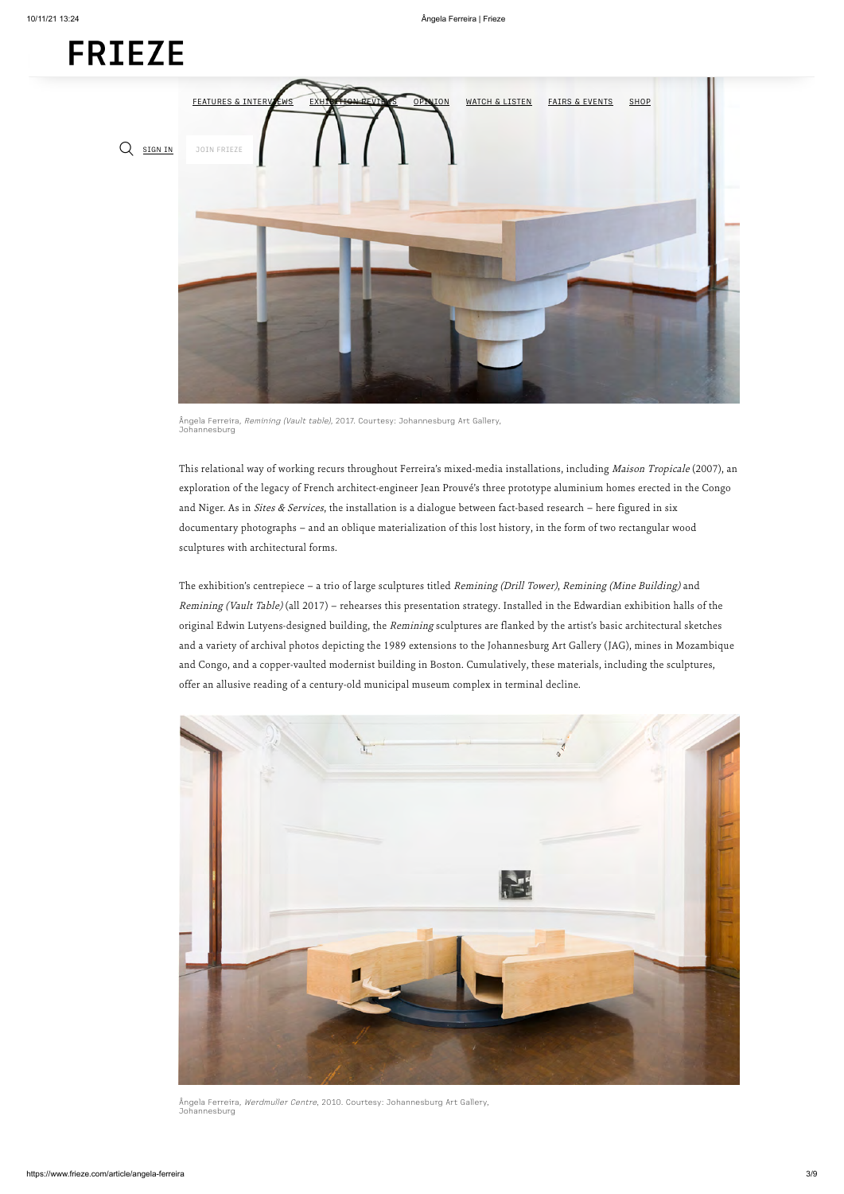Ângela Ferreira, *Remining (Vault table)*, 2017. Courtesy: Johannesburg Art Gallery, Johannesburg

This relational way of working recurs throughout Ferreira's mixed-media installations, including *Maison Tropicale* (2007), an exploration of the legacy of French architect-engineer Jean Prouvé's three prototype aluminium homes erected in the Congo and Niger. As in *Sites & Services*, the installation is a dialogue between fact-based research – here figured in six documentary photographs – and an oblique materialization of this lost history, in the form of two rectangular wood sculptures with architectural forms.

The exhibition's centrepiece – a trio of large sculptures titled *Remining (Drill Tower)*, *Remining (Mine Building)* and *Remining (Vault Table)* (all 2017) – rehearses this presentation strategy. Installed in the Edwardian exhibition halls of the original Edwin Lutyens-designed building, the *Remining* sculptures are flanked by the artist's basic architectural sketches and a variety of archival photos depicting the 1989 extensions to the Johannesburg Art Gallery (JAG), mines in Mozambique and Congo, and a copper-vaulted modernist building in Boston. Cumulatively, these materials, including the sculptures, offer an allusive reading of a century-old municipal museum complex in terminal decline.

Ângela Ferreira, *Werdmuller Centre*, 2010. Courtesy: Johannesburg Art Gallery, Johannesburg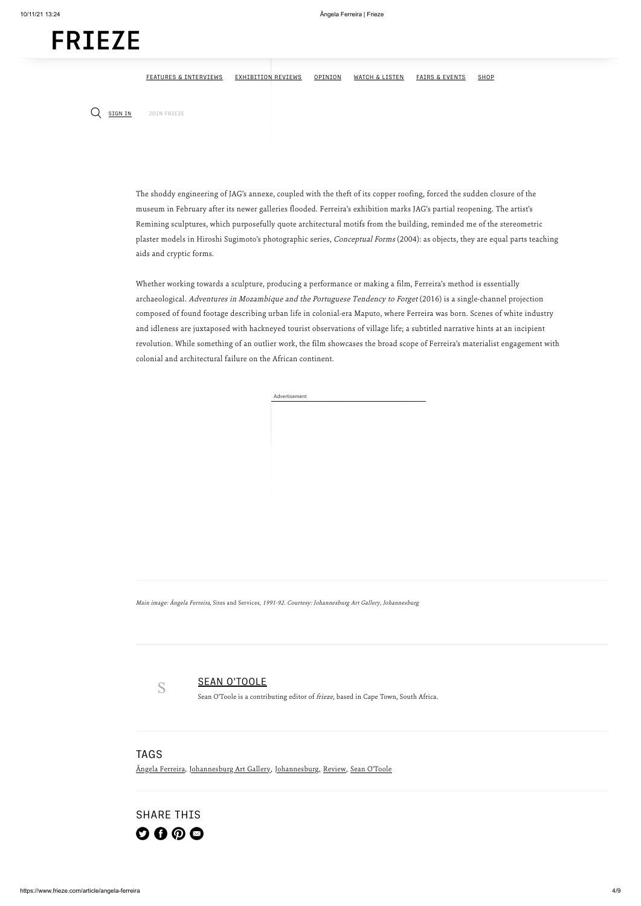The shoddy engineering of JAG's annexe, coupled with the theft of its copper roofing, forced the sudden closure of the museum in February after its newer galleries flooded. Ferreira's exhibition marks JAG's partial reopening. The artist's Remining sculptures, which purposefully quote architectural motifs from the building, reminded me of the stereometric plaster models in Hiroshi Sugimoto's photographic series, *Conceptual Forms* (2004): as objects, they are equal parts teaching aids and cryptic forms.

Whether working towards a sculpture, producing a performance or making a film, Ferreira's method is essentially archaeological. *Adventures in Mozambique and the Portuguese Tendency to Forget* (2016) is a single-channel projection composed of found footage describing urban life in colonial-era Maputo, where Ferreira was born. Scenes of white industry and idleness are juxtaposed with hackneyed tourist observations of village life; a subtitled narrative hints at an incipient revolution. While something of an outlier work, the film showcases the broad scope of Ferreira's materialist engagement with colonial and architectural failure on the African continent.

*Main image: Ângela Ferreira,* Sites and Services, *1991-92. Courtesy: Johannesburg Art Gallery, Johannesburg*

## SEAN O'TOOLE

Sean O'Toole is a contributing editor of *frieze*, based in Cape Town, South Africa.

## TAGS

Ângela Ferreira, Johannesburg Art Gallery, Johannesburg, Review, Sean O'Toole

## SHARE THIS